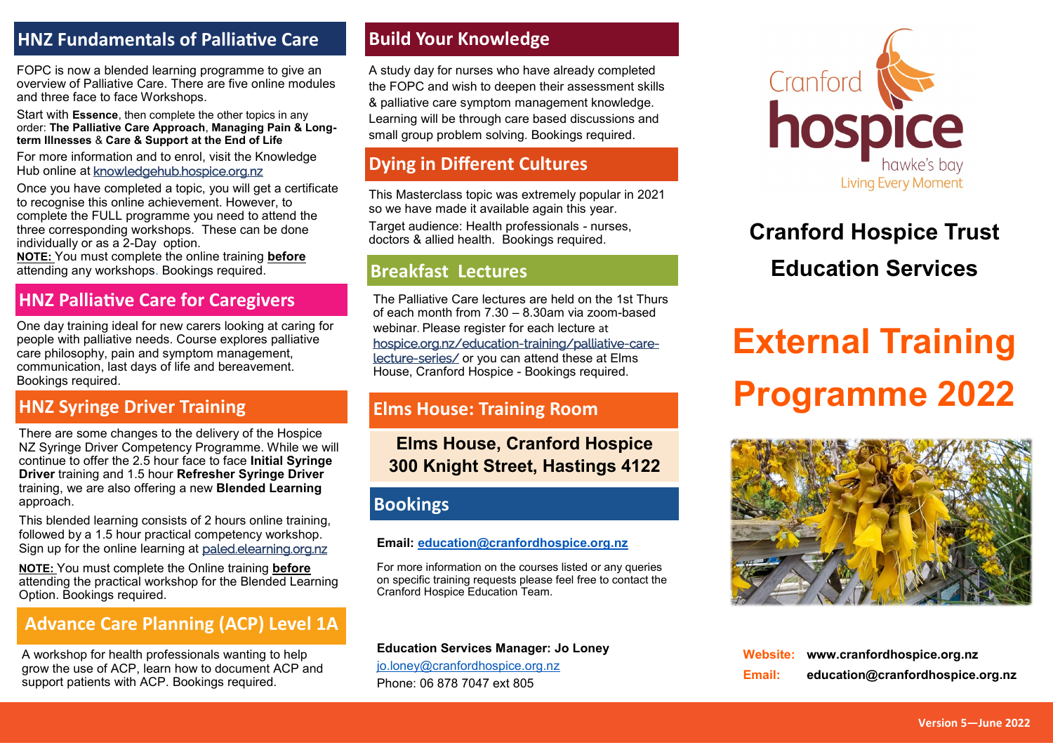## HNZ Fundamentals of Palliative Care

FOPC is now a blended learning programme to give an overview of Palliative Care. There are five online modules and three face to face Workshops.

Start with **Essence**, then complete the other topics in any order: **The Palliative Care Approach**, **Managing Pain & Long-term Illnesses** & **Care & Support at the End of Life**

For more information and to enrol, visit the Knowledge Hub online at knowledgehub.hospice.org.nz

Once you have completed a topic, you will get a certificate to recognise this online achievement. However, to complete the FULL programme you need to attend the three corresponding workshops. These can be done individually or as a 2-Day option.

**NOTE:** You must complete the online training **before** attending any workshops. Bookings required.

## HNZ Palliative Care for Caregivers

One day training ideal for new carers looking at caring for people with palliative needs. Course explores palliative care philosophy, pain and symptom management, communication, last days of life and bereavement. Bookings required.

## HNZ Syringe Driver Training

There are some changes to the delivery of the Hospice NZ Syringe Driver Competency Programme. While we will continue to offer the 2.5 hour face to face **Initial Syringe Driver** training and 1.5 hour **Refresher Syringe Driver** training, we are also offering a new **Blended Learning** approach.

This blended learning consists of 2 hours online training, followed by a 1.5 hour practical competency workshop. Sign up for the online learning at paled.elearning.org.nz

**NOTE:** You must complete the Online training **before** attending the practical workshop for the Blended Learning Option. Bookings required.

## Advance Care Planning (ACP) Level 1A

A workshop for health professionals wanting to help grow the use of ACP, learn how to document ACP and support patients with ACP. Bookings required.

## Build Your Knowledge

A study day for nurses who have already completed the FOPC and wish to deepen their assessment skills & palliative care symptom management knowledge. Learning will be through care based discussions and small group problem solving. Bookings required.

## Dying in Different Cultures

This Masterclass topic was extremely popular in 2021 so we have made it available again this year.

Target audience: Health professionals - nurses, doctors & allied health. Bookings required.

## Breakfast Lectures

The Palliative Care lectures are held on the 1st Thurs of each month from 7.30 – 8.30am via zoom-based webinar. Please register for each lecture at hospice.org.nz/education-training/palliative-care-lecture-series/ or you can attend these at Elms House, Cranford Hospice - Bookings required.

## Elms House: Training Room

**Elms House, Cranford Hospice**
**300 Knight Street, Hastings 4122**

## Bookings

**Email: education@cranfordhospice.org.nz**

For more information on the courses listed or any queries on specific training requests please feel free to contact the Cranford Hospice Education Team.

**Education Services Manager: Jo Loney**
jo.loney@cranfordhospice.org.nz
Phone: 06 878 7047 ext 805

Cranford hospice hawke's bay — Living Every Moment

# Cranford Hospice Trust Education Services

# External Training Programme 2022

**Website:** www.cranfordhospice.org.nz
**Email:** education@cranfordhospice.org.nz

Version 5—June 2022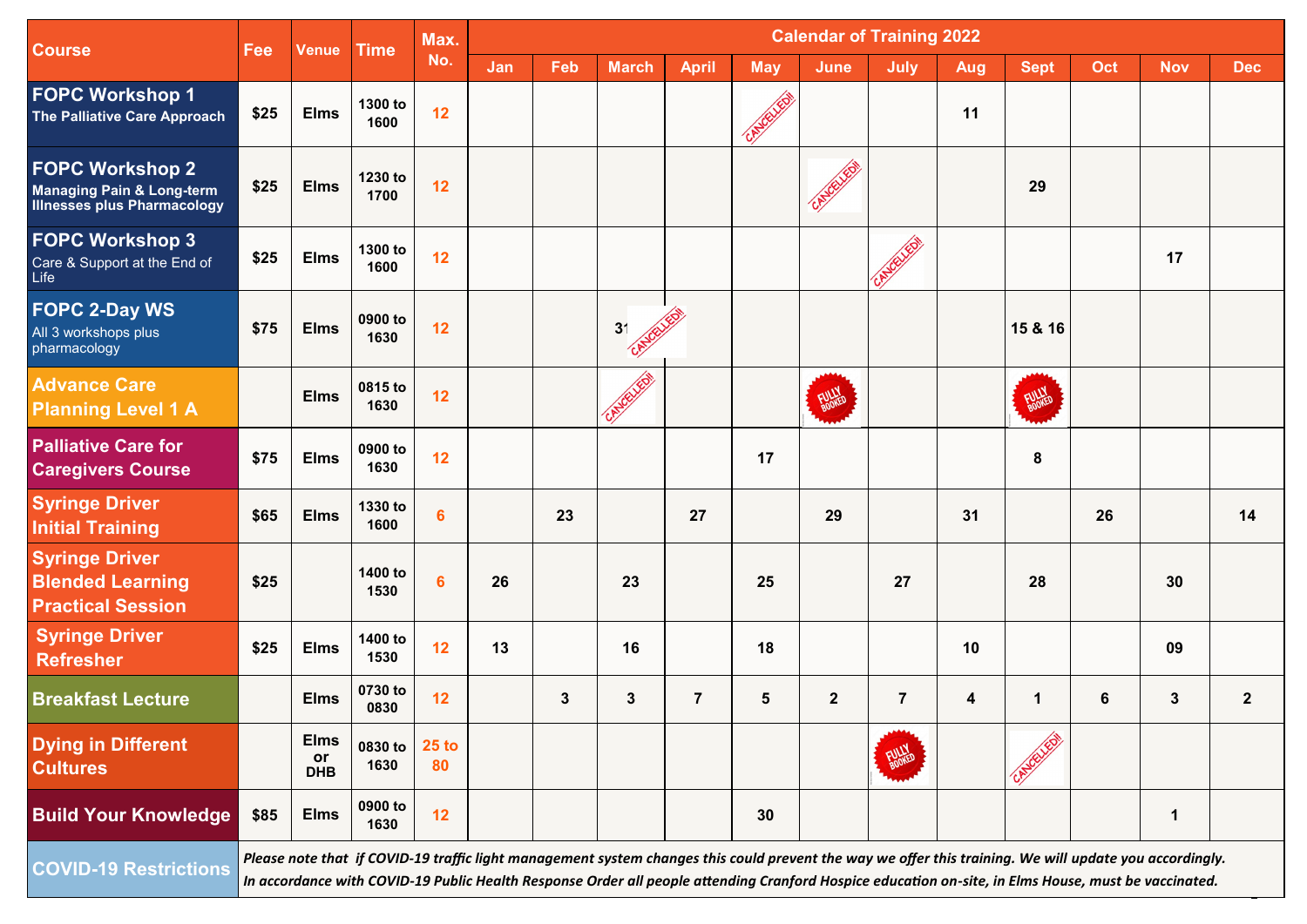| Course | Fee | Venue | Time | Max. No. | Calendar of Training 2022 | | | | | | | | | | | |
|---|---|---|---|---|---|---|---|---|---|---|---|---|---|---|---|---|
| | | | | | Jan | Feb | March | April | May | June | July | Aug | Sept | Oct | Nov | Dec |
| **FOPC Workshop 1** The Palliative Care Approach | $25 | Elms | 1300 to 1600 | 12 | | | | | CANCELLED!! | | | 11 | | | | |
| **FOPC Workshop 2** Managing Pain & Long-term Illnesses plus Pharmacology | $25 | Elms | 1230 to 1700 | 12 | | | | | | CANCELLED!! | | | 29 | | | |
| **FOPC Workshop 3** Care & Support at the End of Life | $25 | Elms | 1300 to 1600 | 12 | | | | | | | CANCELLED!! | | | | 17 | |
| **FOPC 2-Day WS** All 3 workshops plus pharmacology | $75 | Elms | 0900 to 1630 | 12 | | | 31 CANCELLED!! | | | | | | 15 & 16 | | | |
| **Advance Care Planning Level 1 A** | | Elms | 0815 to 1630 | 12 | | | CANCELLED!! | | | FULLY BOOKED | | | FULLY BOOKED | | | |
| **Palliative Care for Caregivers Course** | $75 | Elms | 0900 to 1630 | 12 | | | | | 17 | | | | 8 | | | |
| **Syringe Driver Initial Training** | $65 | Elms | 1330 to 1600 | 6 | | 23 | | 27 | | 29 | | 31 | | 26 | | 14 |
| **Syringe Driver Blended Learning Practical Session** | $25 | | 1400 to 1530 | 6 | 26 | | 23 | | 25 | | 27 | | 28 | | 30 | |
| **Syringe Driver Refresher** | $25 | Elms | 1400 to 1530 | 12 | 13 | | 16 | | 18 | | | 10 | | | 09 | |
| **Breakfast Lecture** | | Elms | 0730 to 0830 | 12 | | 3 | 3 | 7 | 5 | 2 | 7 | 4 | 1 | 6 | 3 | 2 |
| **Dying in Different Cultures** | | Elms or DHB | 0830 to 1630 | 25 to 80 | | | | | | | FULLY BOOKED | | CANCELLED!! | | | |
| **Build Your Knowledge** | $85 | Elms | 0900 to 1630 | 12 | | | | | 30 | | | | | | 1 | |
| **COVID-19 Restrictions** | *Please note that if COVID-19 traffic light management system changes this could prevent the way we offer this training. We will update you accordingly. In accordance with COVID-19 Public Health Response Order all people attending Cranford Hospice education on-site, in Elms House, must be vaccinated.* | | | | | | | | | | | | | | | |